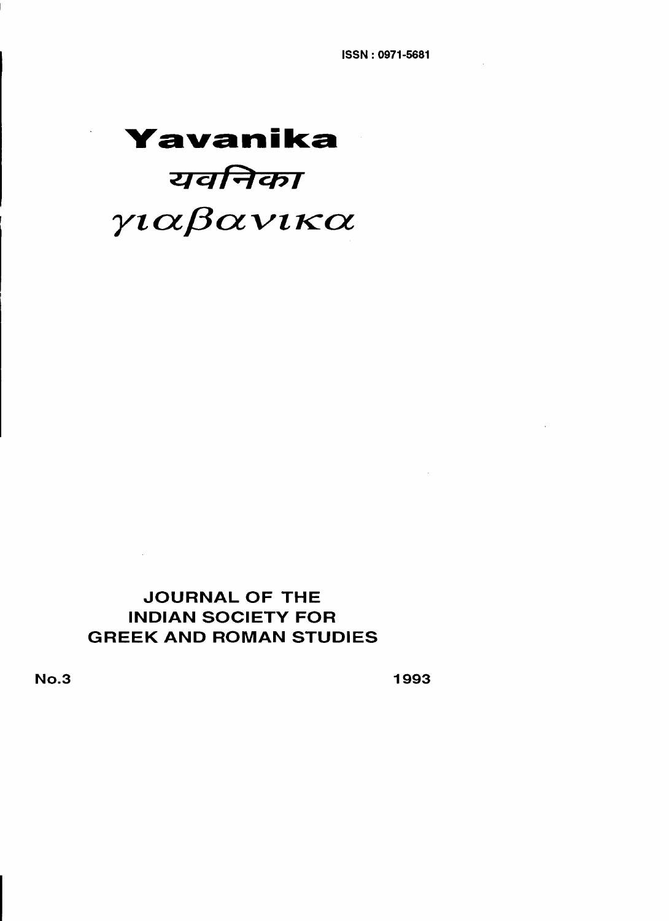ISSN : 0971-5681

# Yavanika

# यवनिका

# γιαβανικα

## JOURNAL OF THE INDIAN SOCIETY FOR GREEK AND ROMAN STUDIES

No.3 1993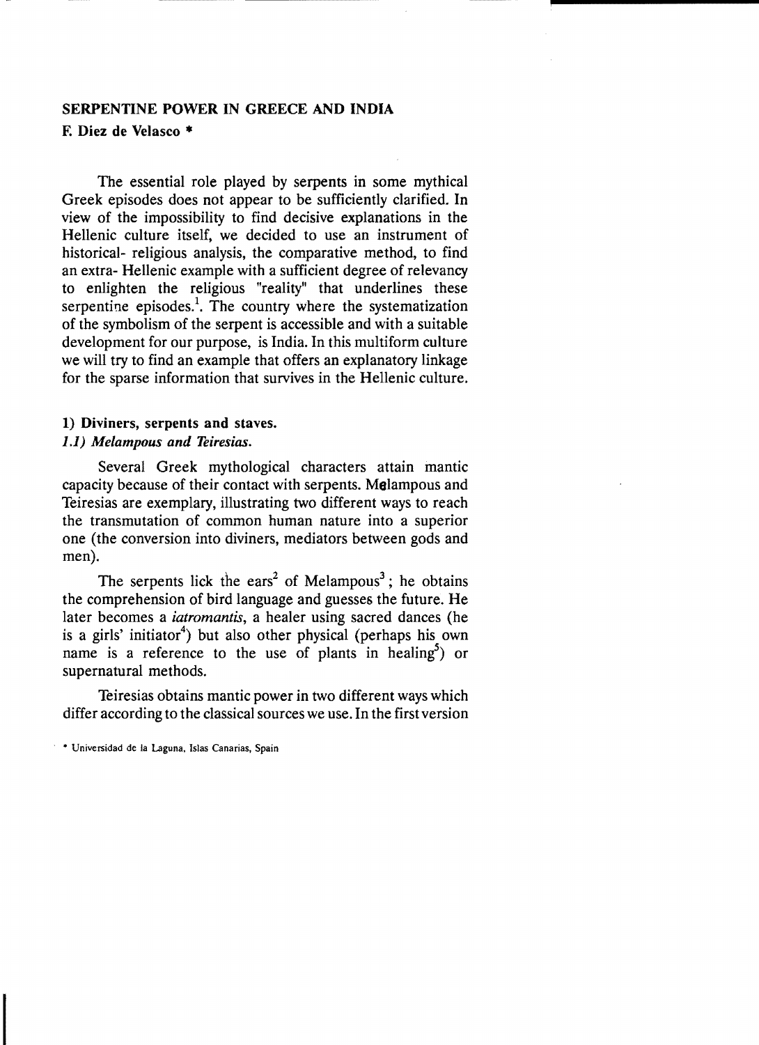# SERPENTINE POWER IN GREECE AND INDIA

**F. Diez de Velasco \***

The essential role played by serpents in some mythical Greek episodes does not appear to be sufficiently clarified. In view of the impossibility to find decisive explanations in the Hellenic culture itself, we decided to use an instrument of historical- religious analysis, the comparative method, to find an extra- Hellenic example with a sufficient degree of relevancy to enlighten the religious "reality" that underlines these serpentine episodes.[1]. The country where the systematization of the symbolism of the serpent is accessible and with a suitable development for our purpose, is India. In this multiform culture we will try to find an example that offers an explanatory linkage for the sparse information that survives in the Hellenic culture.

## 1) Diviners, serpents and staves.

### *1.1) Melampous and Teiresias.*

Several Greek mythological characters attain mantic capacity because of their contact with serpents. Melampous and Teiresias are exemplary, illustrating two different ways to reach the transmutation of common human nature into a superior one (the conversion into diviners, mediators between gods and men).

The serpents lick the ears[2] of Melampous[3]; he obtains the comprehension of bird language and guesses the future. He later becomes a *iatromantis*, a healer using sacred dances (he is a girls' initiator[4]) but also other physical (perhaps his own name is a reference to the use of plants in healing[5]) or supernatural methods.

Teiresias obtains mantic power in two different ways which differ according to the classical sources we use. In the first version

\* Universidad de la Laguna, Islas Canarias, Spain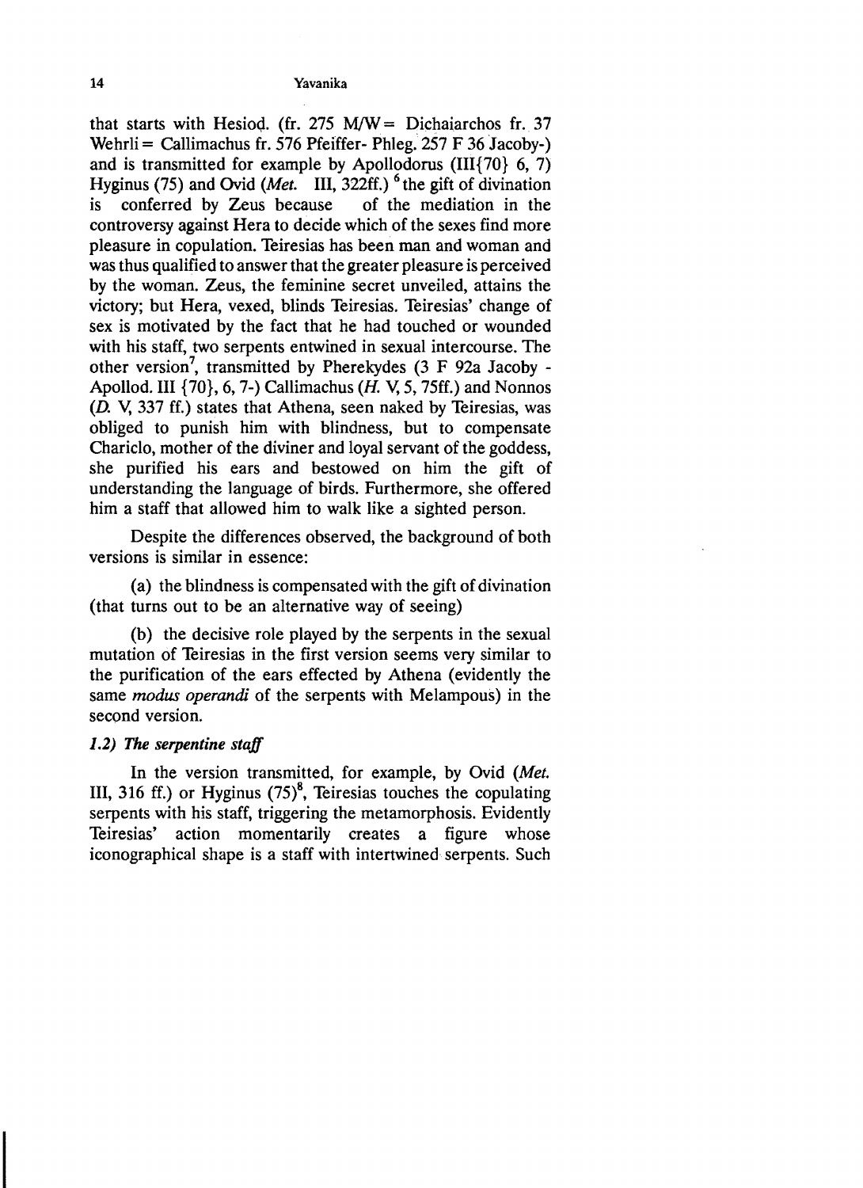that starts with Hesiod. (fr. 275 M/W = Dichaiarchos fr. 37 Wehrli = Callimachus fr. 576 Pfeiffer- Phleg. 257 F 36 Jacoby-) and is transmitted for example by Apollodorus (III{70} 6, 7) Hyginus (75) and Ovid (*Met.* III, 322ff.) [6] the gift of divination is conferred by Zeus because of the mediation in the controversy against Hera to decide which of the sexes find more pleasure in copulation. Teiresias has been man and woman and was thus qualified to answer that the greater pleasure is perceived by the woman. Zeus, the feminine secret unveiled, attains the victory; but Hera, vexed, blinds Teiresias. Teiresias' change of sex is motivated by the fact that he had touched or wounded with his staff, two serpents entwined in sexual intercourse. The other version[7], transmitted by Pherekydes (3 F 92a Jacoby - Apollod. III {70}, 6, 7-) Callimachus (*H.* V, 5, 75ff.) and Nonnos (*D.* V, 337 ff.) states that Athena, seen naked by Teiresias, was obliged to punish him with blindness, but to compensate Chariclo, mother of the diviner and loyal servant of the goddess, she purified his ears and bestowed on him the gift of understanding the language of birds. Furthermore, she offered him a staff that allowed him to walk like a sighted person.

Despite the differences observed, the background of both versions is similar in essence:

(a) the blindness is compensated with the gift of divination (that turns out to be an alternative way of seeing)

(b) the decisive role played by the serpents in the sexual mutation of Teiresias in the first version seems very similar to the purification of the ears effected by Athena (evidently the same *modus operandi* of the serpents with Melampous) in the second version.

### *1.2) The serpentine staff*

In the version transmitted, for example, by Ovid (*Met.* III, 316 ff.) or Hyginus (75)[8], Teiresias touches the copulating serpents with his staff, triggering the metamorphosis. Evidently Teiresias' action momentarily creates a figure whose iconographical shape is a staff with intertwined serpents. Such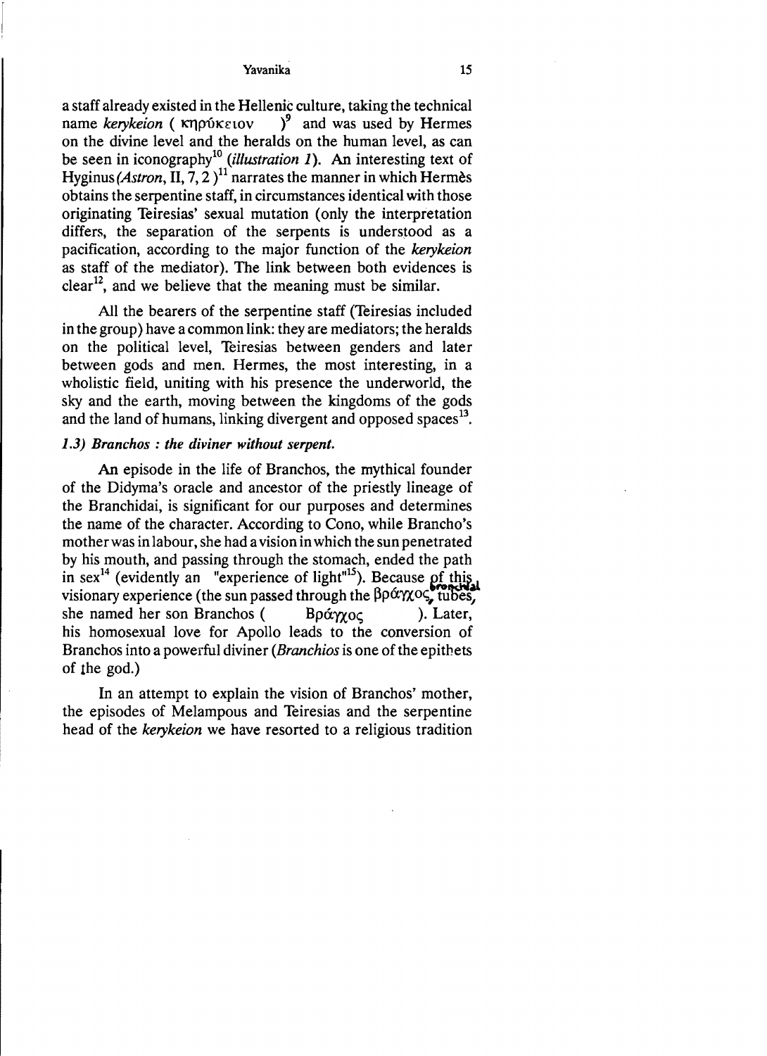a staff already existed in the Hellenic culture, taking the technical name *kerykeion* ( κηρύκειον )[9] and was used by Hermes on the divine level and the heralds on the human level, as can be seen in iconography[10] (*illustration 1*). An interesting text of Hyginus (*Astron*, II, 7, 2 )[11] narrates the manner in which Hermès obtains the serpentine staff, in circumstances identical with those originating Teiresias' sexual mutation (only the interpretation differs, the separation of the serpents is understood as a pacification, according to the major function of the *kerykeion* as staff of the mediator). The link between both evidences is clear[12], and we believe that the meaning must be similar.

All the bearers of the serpentine staff (Teiresias included in the group) have a common link: they are mediators; the heralds on the political level, Teiresias between genders and later between gods and men. Hermes, the most interesting, in a wholistic field, uniting with his presence the underworld, the sky and the earth, moving between the kingdoms of the gods and the land of humans, linking divergent and opposed spaces[13].

### *1.3) Branchos : the diviner without serpent.*

An episode in the life of Branchos, the mythical founder of the Didyma's oracle and ancestor of the priestly lineage of the Branchidai, is significant for our purposes and determines the name of the character. According to Cono, while Brancho's mother was in labour, she had a vision in which the sun penetrated by his mouth, and passing through the stomach, ended the path in sex[14] (evidently an "experience of light"[15]). Because of this visionary experience (the sun passed through the βράγχος, bronchial tubes, she named her son Branchos ( Βράγχος ). Later, his homosexual love for Apollo leads to the conversion of Branchos into a powerful diviner (*Branchios* is one of the epithets of the god.)

In an attempt to explain the vision of Branchos' mother, the episodes of Melampous and Teiresias and the serpentine head of the *kerykeion* we have resorted to a religious tradition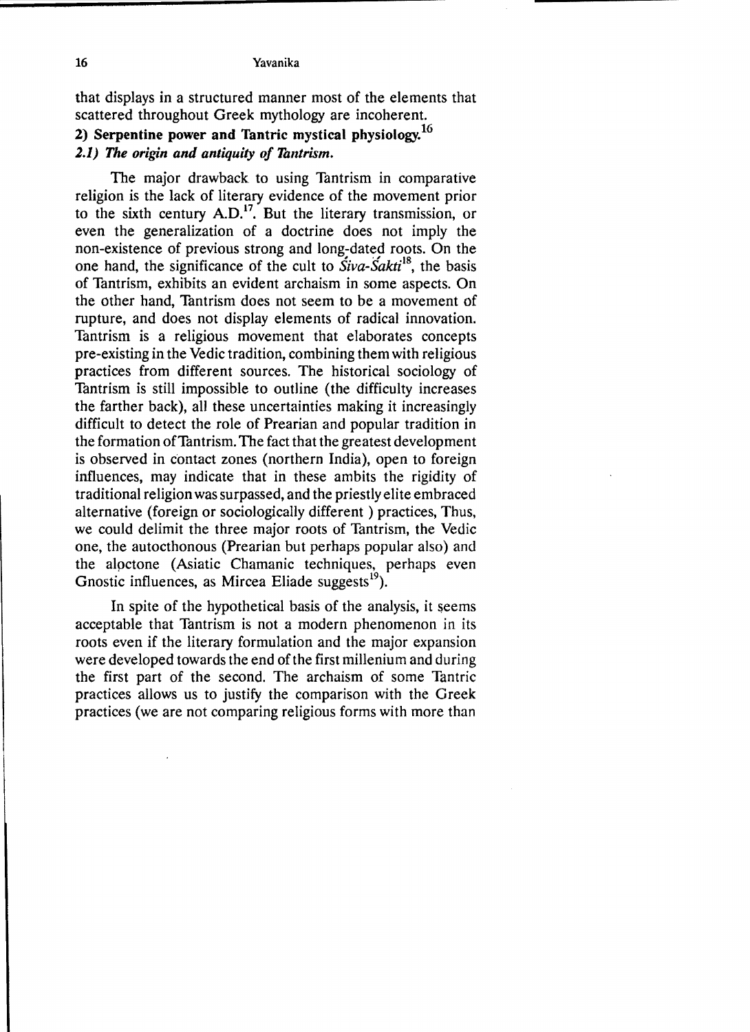that displays in a structured manner most of the elements that scattered throughout Greek mythology are incoherent.

## 2) Serpentine power and Tantric mystical physiology.[16]

### *2.1) The origin and antiquity of Tantrism.*

The major drawback to using Tantrism in comparative religion is the lack of literary evidence of the movement prior to the sixth century A.D.[17]. But the literary transmission, or even the generalization of a doctrine does not imply the non-existence of previous strong and long-dated roots. On the one hand, the significance of the cult to *Śiva-Śakti*[18], the basis of Tantrism, exhibits an evident archaism in some aspects. On the other hand, Tantrism does not seem to be a movement of rupture, and does not display elements of radical innovation. Tantrism is a religious movement that elaborates concepts pre-existing in the Vedic tradition, combining them with religious practices from different sources. The historical sociology of Tantrism is still impossible to outline (the difficulty increases the farther back), all these uncertainties making it increasingly difficult to detect the role of Prearian and popular tradition in the formation of Tantrism. The fact that the greatest development is observed in contact zones (northern India), open to foreign influences, may indicate that in these ambits the rigidity of traditional religion was surpassed, and the priestly elite embraced alternative (foreign or sociologically different ) practices, Thus, we could delimit the three major roots of Tantrism, the Vedic one, the autocthonous (Prearian but perhaps popular also) and the alpctone (Asiatic Chamanic techniques, perhaps even Gnostic influences, as Mircea Eliade suggests[19]).

In spite of the hypothetical basis of the analysis, it seems acceptable that Tantrism is not a modern phenomenon in its roots even if the literary formulation and the major expansion were developed towards the end of the first millenium and during the first part of the second. The archaism of some Tantric practices allows us to justify the comparison with the Greek practices (we are not comparing religious forms with more than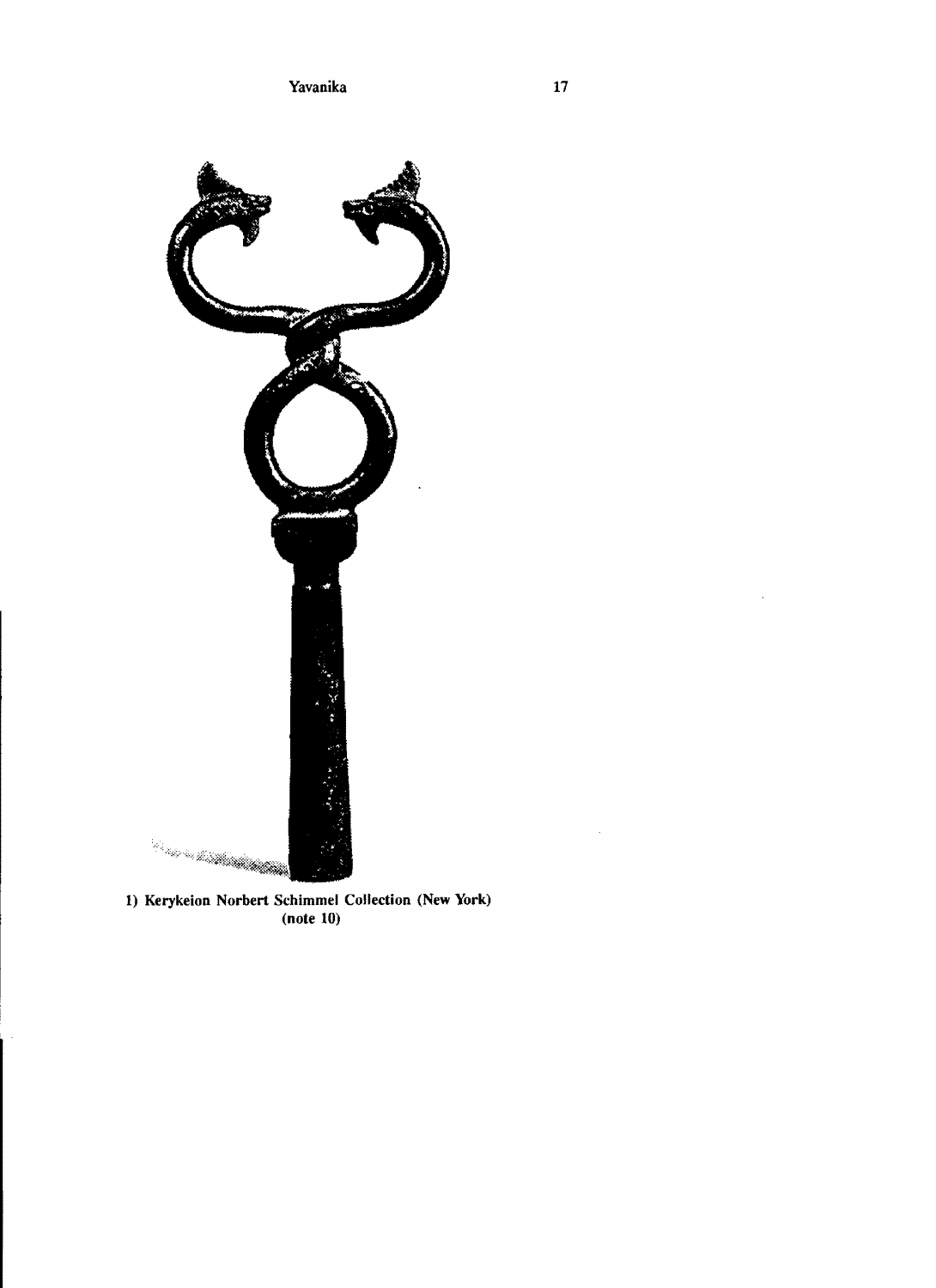1) Kerykeion Norbert Schimmel Collection (New York) (note 10)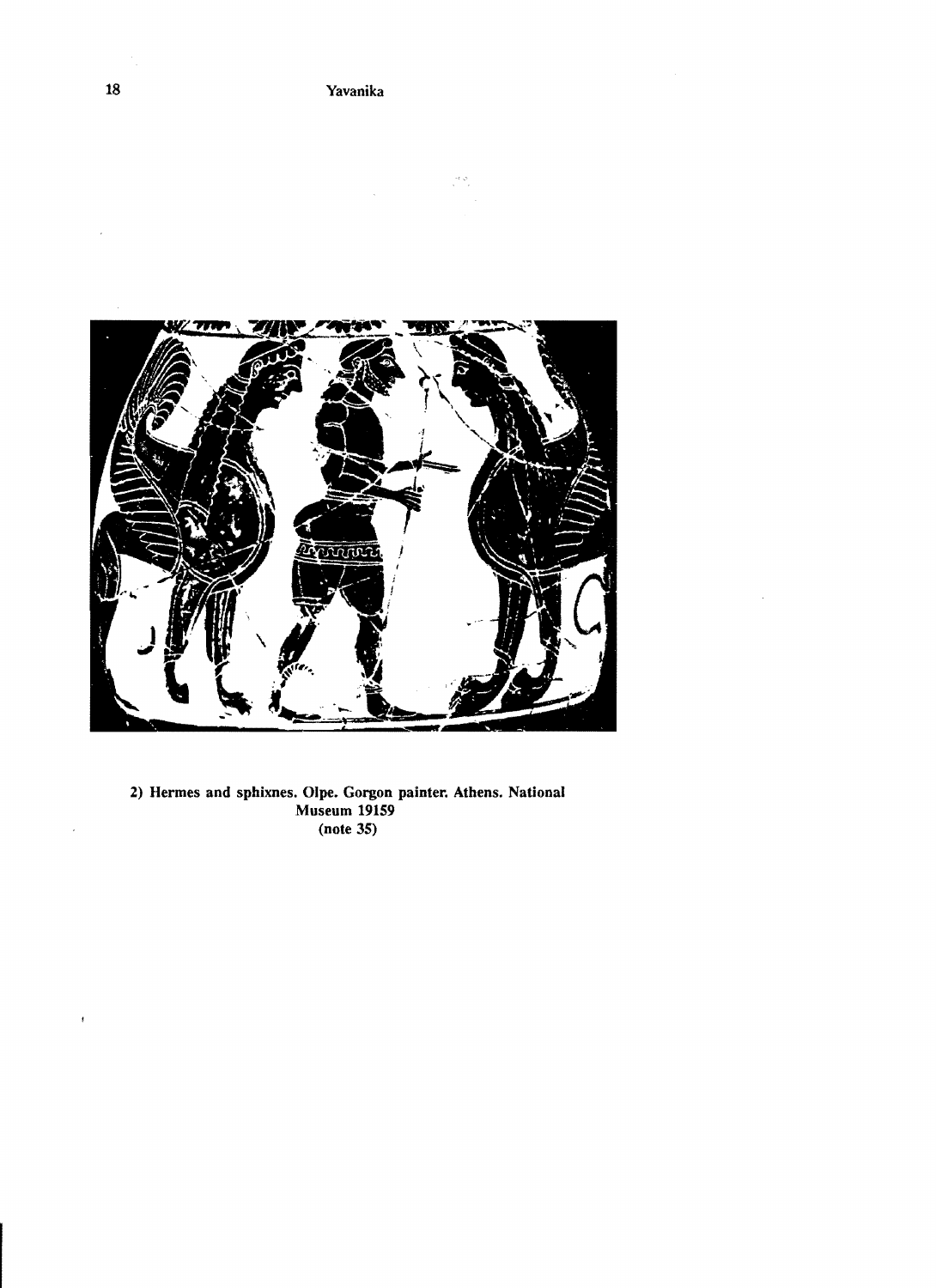2) Hermes and sphixnes. Olpe. Gorgon painter. Athens. National Museum 19159 (note 35)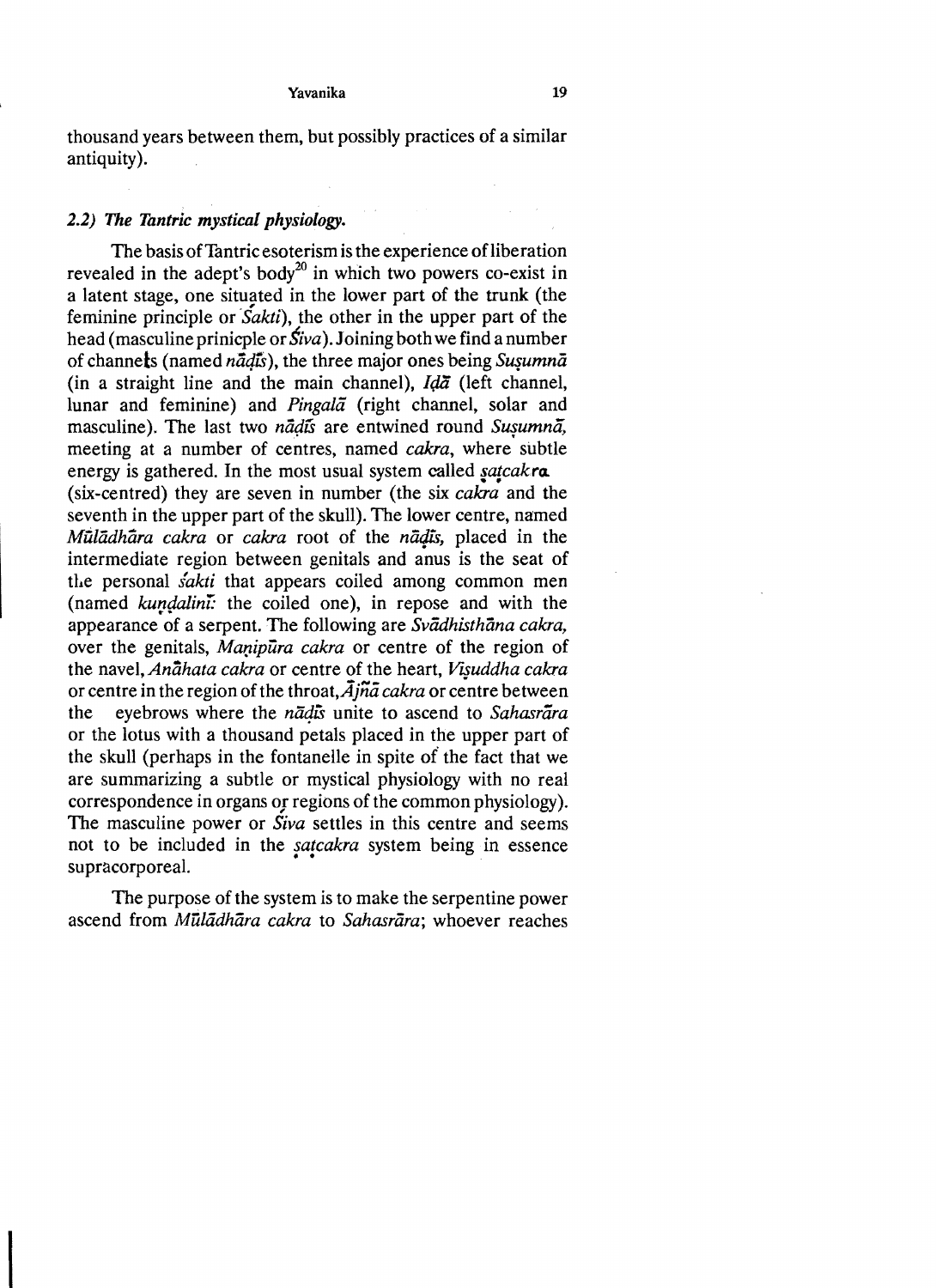thousand years between them, but possibly practices of a similar antiquity).

### *2.2) The Tantric mystical physiology.*

The basis of Tantric esoterism is the experience of liberation revealed in the adept's body[20] in which two powers co-exist in a latent stage, one situated in the lower part of the trunk (the feminine principle or *Śakti*), the other in the upper part of the head (masculine prinicple or *Śiva*). Joining both we find a number of channels (named *nāḍīs*), the three major ones being *Suṣumnā* (in a straight line and the main channel), *Iḍā* (left channel, lunar and feminine) and *Pingalā* (right channel, solar and masculine). The last two *nāḍīs* are entwined round *Suṣumnā*, meeting at a number of centres, named *cakra*, where subtle energy is gathered. In the most usual system called *ṣaṭcakra* (six-centred) they are seven in number (the six *cakra* and the seventh in the upper part of the skull). The lower centre, named *Mūlādhāra cakra* or *cakra* root of the *nāḍīs*, placed in the intermediate region between genitals and anus is the seat of the personal *śakti* that appears coiled among common men (named *kuṇḍalinī*: the coiled one), in repose and with the appearance of a serpent. The following are *Svādhisthāna cakra*, over the genitals, *Maṇipūra cakra* or centre of the region of the navel, *Anāhata cakra* or centre of the heart, *Viṣuddha cakra* or centre in the region of the throat, *Ājñā cakra* or centre between the eyebrows where the *nāḍīs* unite to ascend to *Sahasrāra* or the lotus with a thousand petals placed in the upper part of the skull (perhaps in the fontanelle in spite of the fact that we are summarizing a subtle or mystical physiology with no real correspondence in organs or regions of the common physiology). The masculine power or *Śiva* settles in this centre and seems not to be included in the *ṣaṭcakra* system being in essence supracorporeal.

The purpose of the system is to make the serpentine power ascend from *Mūlādhāra cakra* to *Sahasrāra*; whoever reaches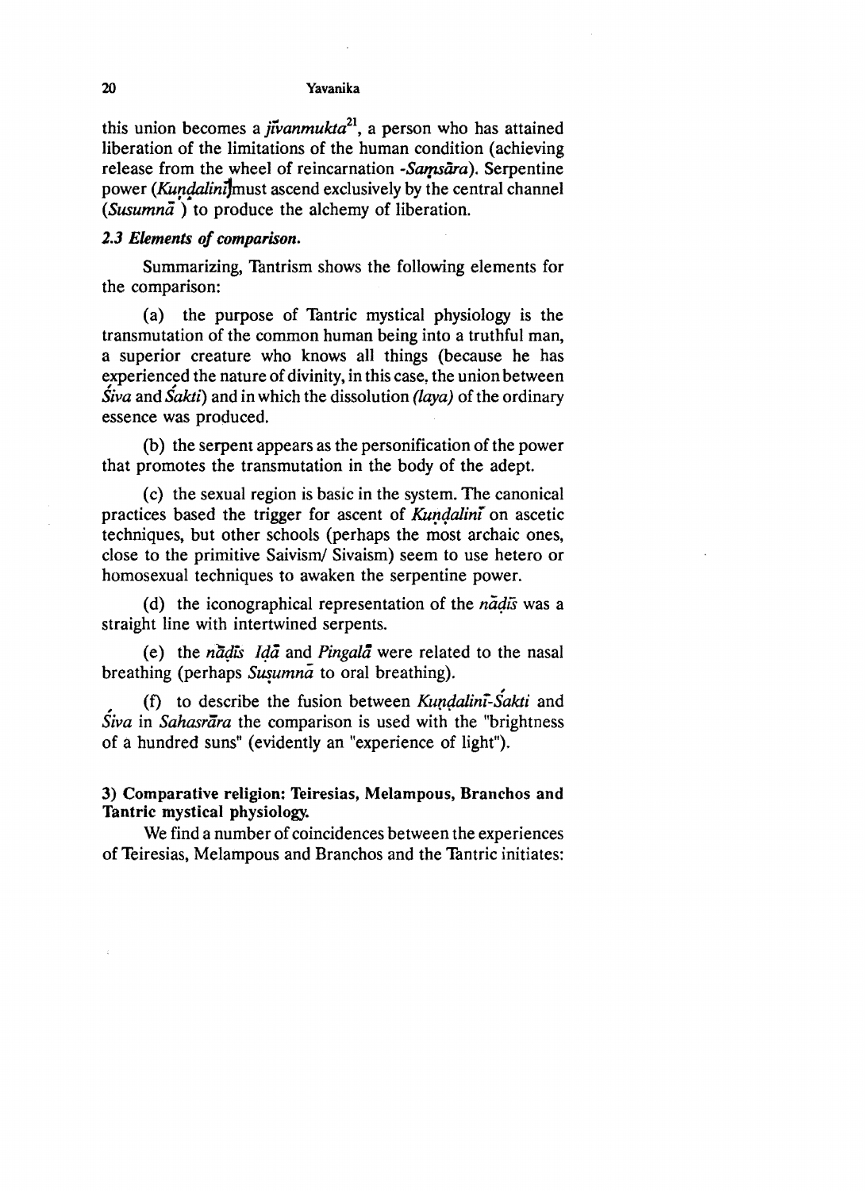this union becomes a *jīvanmukta*[21], a person who has attained liberation of the limitations of the human condition (achieving release from the wheel of reincarnation -*Saṃsāra*). Serpentine power (*Kuṇḍalinī*) must ascend exclusively by the central channel (*Susumnā*) to produce the alchemy of liberation.

### *2.3 Elements of comparison.*

Summarizing, Tantrism shows the following elements for the comparison:

(a) the purpose of Tantric mystical physiology is the transmutation of the common human being into a truthful man, a superior creature who knows all things (because he has experienced the nature of divinity, in this case, the union between *Śiva* and *Śakti*) and in which the dissolution *(laya)* of the ordinary essence was produced.

(b) the serpent appears as the personification of the power that promotes the transmutation in the body of the adept.

(c) the sexual region is basic in the system. The canonical practices based the trigger for ascent of *Kuṇḍalinī* on ascetic techniques, but other schools (perhaps the most archaic ones, close to the primitive Saivism/ Sivaism) seem to use hetero or homosexual techniques to awaken the serpentine power.

(d) the iconographical representation of the *nāḍīs* was a straight line with intertwined serpents.

(e) the *nāḍīs Iḍā* and *Pingalā* were related to the nasal breathing (perhaps *Suṣumnā* to oral breathing).

(f) to describe the fusion between *Kuṇḍalinī-Śakti* and *Śiva* in *Sahasrāra* the comparison is used with the "brightness of a hundred suns" (evidently an "experience of light").

## 3) Comparative religion: Teiresias, Melampous, Branchos and Tantric mystical physiology.

We find a number of coincidences between the experiences of Teiresias, Melampous and Branchos and the Tantric initiates: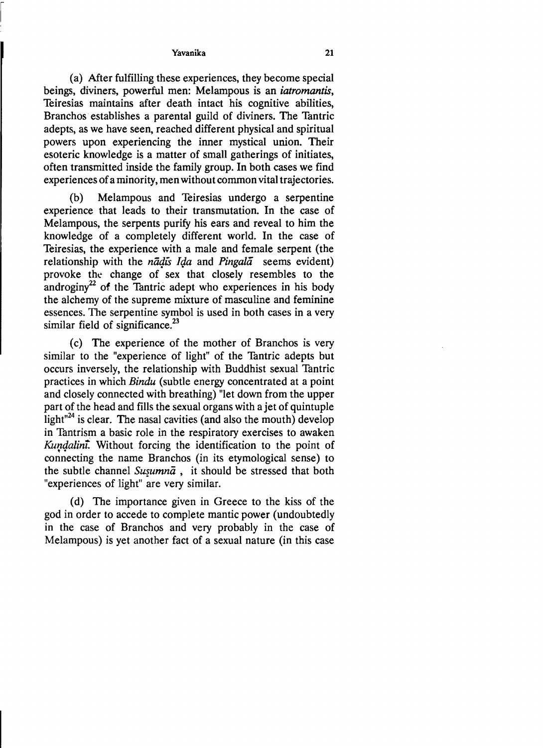(a) After fulfilling these experiences, they become special beings, diviners, powerful men: Melampous is an *iatromantis*, Teiresias maintains after death intact his cognitive abilities, Branchos establishes a parental guild of diviners. The Tantric adepts, as we have seen, reached different physical and spiritual powers upon experiencing the inner mystical union. Their esoteric knowledge is a matter of small gatherings of initiates, often transmitted inside the family group. In both cases we find experiences of a minority, men without common vital trajectories.

(b) Melampous and Teiresias undergo a serpentine experience that leads to their transmutation. In the case of Melampous, the serpents purify his ears and reveal to him the knowledge of a completely different world. In the case of Teiresias, the experience with a male and female serpent (the relationship with the *nāḍīs Iḍa* and *Pingalā* seems evident) provoke the change of sex that closely resembles to the androginy[22] of the Tantric adept who experiences in his body the alchemy of the supreme mixture of masculine and feminine essences. The serpentine symbol is used in both cases in a very similar field of significance.[23]

(c) The experience of the mother of Branchos is very similar to the "experience of light" of the Tantric adepts but occurs inversely, the relationship with Buddhist sexual Tantric practices in which *Bindu* (subtle energy concentrated at a point and closely connected with breathing) "let down from the upper part of the head and fills the sexual organs with a jet of quintuple light"[24] is clear. The nasal cavities (and also the mouth) develop in Tantrism a basic role in the respiratory exercises to awaken *Kuṇḍalinī*. Without forcing the identification to the point of connecting the name Branchos (in its etymological sense) to the subtle channel *Suṣumnā* , it should be stressed that both "experiences of light" are very similar.

(d) The importance given in Greece to the kiss of the god in order to accede to complete mantic power (undoubtedly in the case of Branchos and very probably in the case of Melampous) is yet another fact of a sexual nature (in this case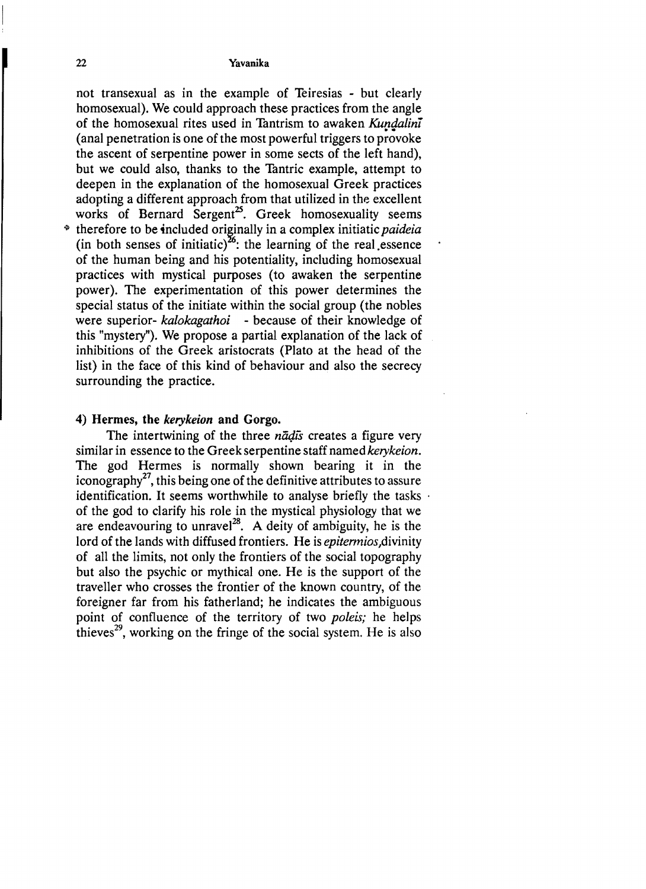not transexual as in the example of Teiresias - but clearly homosexual). We could approach these practices from the angle of the homosexual rites used in Tantrism to awaken *Kuṇḍalinī* (anal penetration is one of the most powerful triggers to provoke the ascent of serpentine power in some sects of the left hand), but we could also, thanks to the Tantric example, attempt to deepen in the explanation of the homosexual Greek practices adopting a different approach from that utilized in the excellent works of Bernard Sergent[25]. Greek homosexuality seems therefore to be included originally in a complex initiatic *paideia* (in both senses of initiatic)[26]: the learning of the real essence of the human being and his potentiality, including homosexual practices with mystical purposes (to awaken the serpentine power). The experimentation of this power determines the special status of the initiate within the social group (the nobles were superior- *kalokagathoi* - because of their knowledge of this "mystery"). We propose a partial explanation of the lack of inhibitions of the Greek aristocrats (Plato at the head of the list) in the face of this kind of behaviour and also the secrecy surrounding the practice.

#### 4) Hermes, the *kerykeion* and Gorgo.

The intertwining of the three *nāḍīs* creates a figure very similar in essence to the Greek serpentine staff named *kerykeion*. The god Hermes is normally shown bearing it in the iconography[27], this being one of the definitive attributes to assure identification. It seems worthwhile to analyse briefly the tasks of the god to clarify his role in the mystical physiology that we are endeavouring to unravel[28]. A deity of ambiguity, he is the lord of the lands with diffused frontiers. He is *epitermios*, divinity of all the limits, not only the frontiers of the social topography but also the psychic or mythical one. He is the support of the traveller who crosses the frontier of the known country, of the foreigner far from his fatherland; he indicates the ambiguous point of confluence of the territory of two *poleis;* he helps thieves[29], working on the fringe of the social system. He is also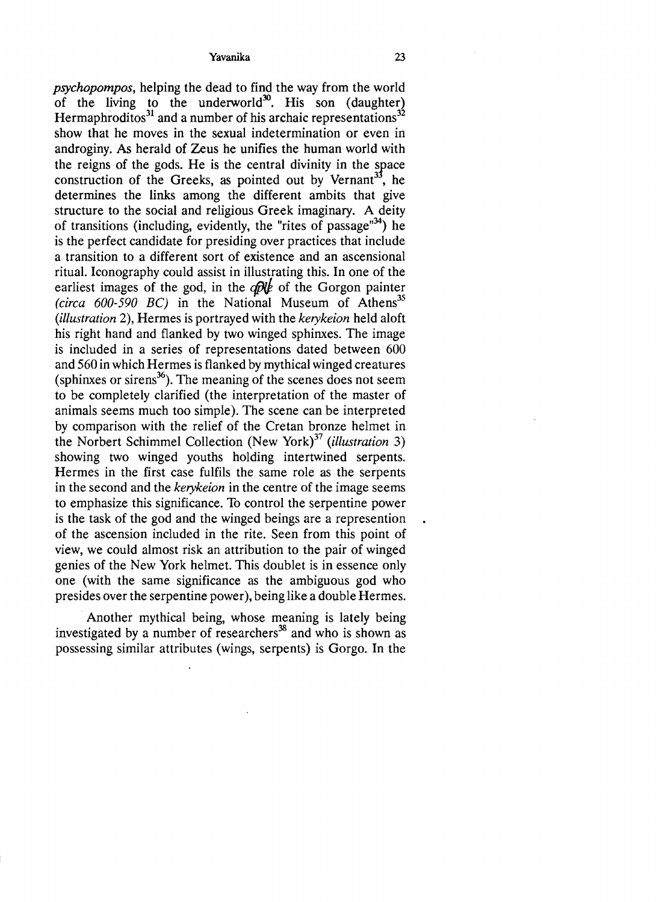*psychopompos*, helping the dead to find the way from the world of the living to the underworld[30]. His son (daughter) Hermaphroditos[31] and a number of his archaic representations[32] show that he moves in the sexual indetermination or even in androginy. As herald of Zeus he unifies the human world with the reigns of the gods. He is the central divinity in the space construction of the Greeks, as pointed out by Vernant[33], he determines the links among the different ambits that give structure to the social and religious Greek imaginary. A deity of transitions (including, evidently, the "rites of passage"[34]) he is the perfect candidate for presiding over practices that include a transition to a different sort of existence and an ascensional ritual. Iconography could assist in illustrating this. In one of the earliest images of the god, in the *dple* of the Gorgon painter *(circa 600-590 BC)* in the National Museum of Athens[35] *(illustration* 2), Hermes is portrayed with the *kerykeion* held aloft his right hand and flanked by two winged sphinxes. The image is included in a series of representations dated between 600 and 560 in which Hermes is flanked by mythical winged creatures (sphinxes or sirens[36]). The meaning of the scenes does not seem to be completely clarified (the interpretation of the master of animals seems much too simple). The scene can be interpreted by comparison with the relief of the Cretan bronze helmet in the Norbert Schimmel Collection (New York)[37] *(illustration* 3) showing two winged youths holding intertwined serpents. Hermes in the first case fulfils the same role as the serpents in the second and the *kerykeion* in the centre of the image seems to emphasize this significance. To control the serpentine power is the task of the god and the winged beings are a represention of the ascension included in the rite. Seen from this point of view, we could almost risk an attribution to the pair of winged genies of the New York helmet. This doublet is in essence only one (with the same significance as the ambiguous god who presides over the serpentine power), being like a double Hermes.

Another mythical being, whose meaning is lately being investigated by a number of researchers[38] and who is shown as possessing similar attributes (wings, serpents) is Gorgo. In the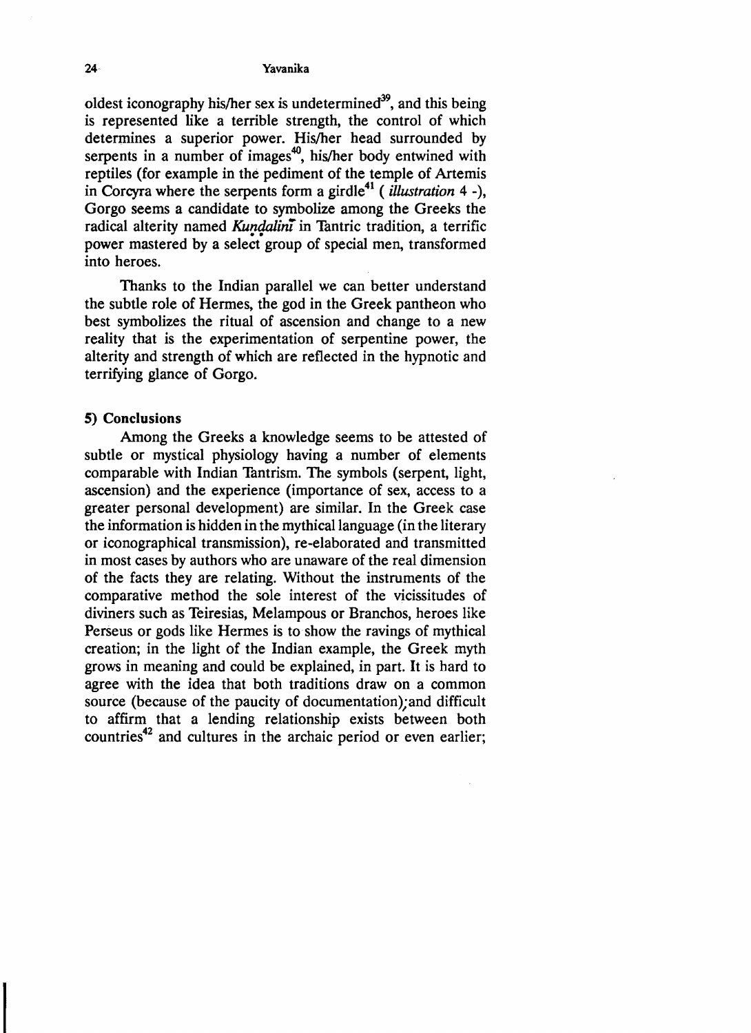oldest iconography his/her sex is undetermined[39], and this being is represented like a terrible strength, the control of which determines a superior power. His/her head surrounded by serpents in a number of images[40], his/her body entwined with reptiles (for example in the pediment of the temple of Artemis in Corcyra where the serpents form a girdle[41] ( *illustration* 4 -), Gorgo seems a candidate to symbolize among the Greeks the radical alterity named *Kuṇḍalinī* in Tantric tradition, a terrific power mastered by a select group of special men, transformed into heroes.

Thanks to the Indian parallel we can better understand the subtle role of Hermes, the god in the Greek pantheon who best symbolizes the ritual of ascension and change to a new reality that is the experimentation of serpentine power, the alterity and strength of which are reflected in the hypnotic and terrifying glance of Gorgo.

**5) Conclusions**

Among the Greeks a knowledge seems to be attested of subtle or mystical physiology having a number of elements comparable with Indian Tantrism. The symbols (serpent, light, ascension) and the experience (importance of sex, access to a greater personal development) are similar. In the Greek case the information is hidden in the mythical language (in the literary or iconographical transmission), re-elaborated and transmitted in most cases by authors who are unaware of the real dimension of the facts they are relating. Without the instruments of the comparative method the sole interest of the vicissitudes of diviners such as Teiresias, Melampous or Branchos, heroes like Perseus or gods like Hermes is to show the ravings of mythical creation; in the light of the Indian example, the Greek myth grows in meaning and could be explained, in part. It is hard to agree with the idea that both traditions draw on a common source (because of the paucity of documentation);and difficult to affirm that a lending relationship exists between both countries[42] and cultures in the archaic period or even earlier;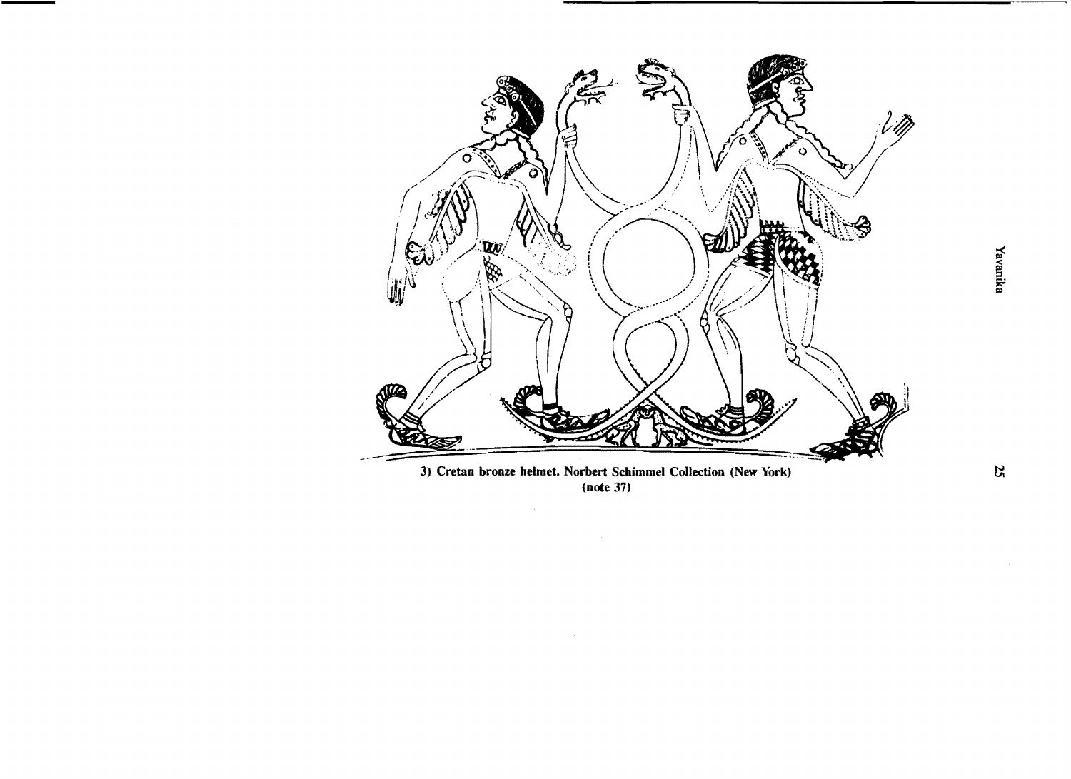3) Cretan bronze helmet. Norbert Schimmel Collection (New York) (note 37)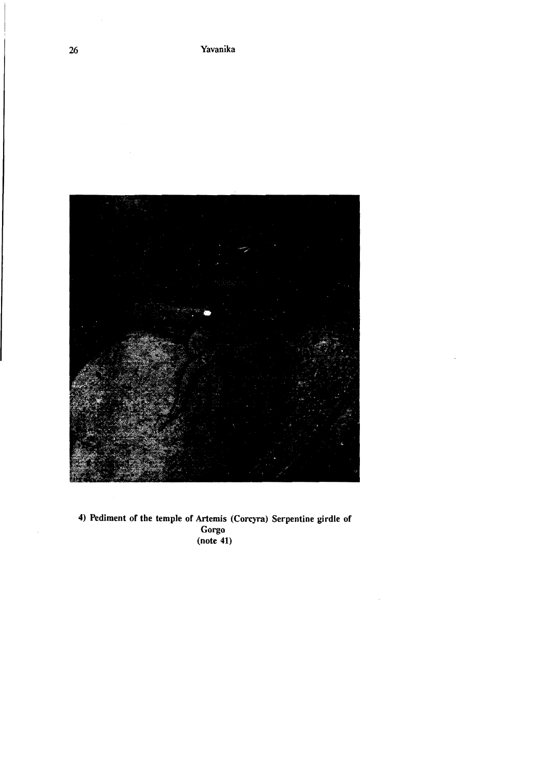4) Pediment of the temple of Artemis (Corcyra) Serpentine girdle of Gorgo (note 41)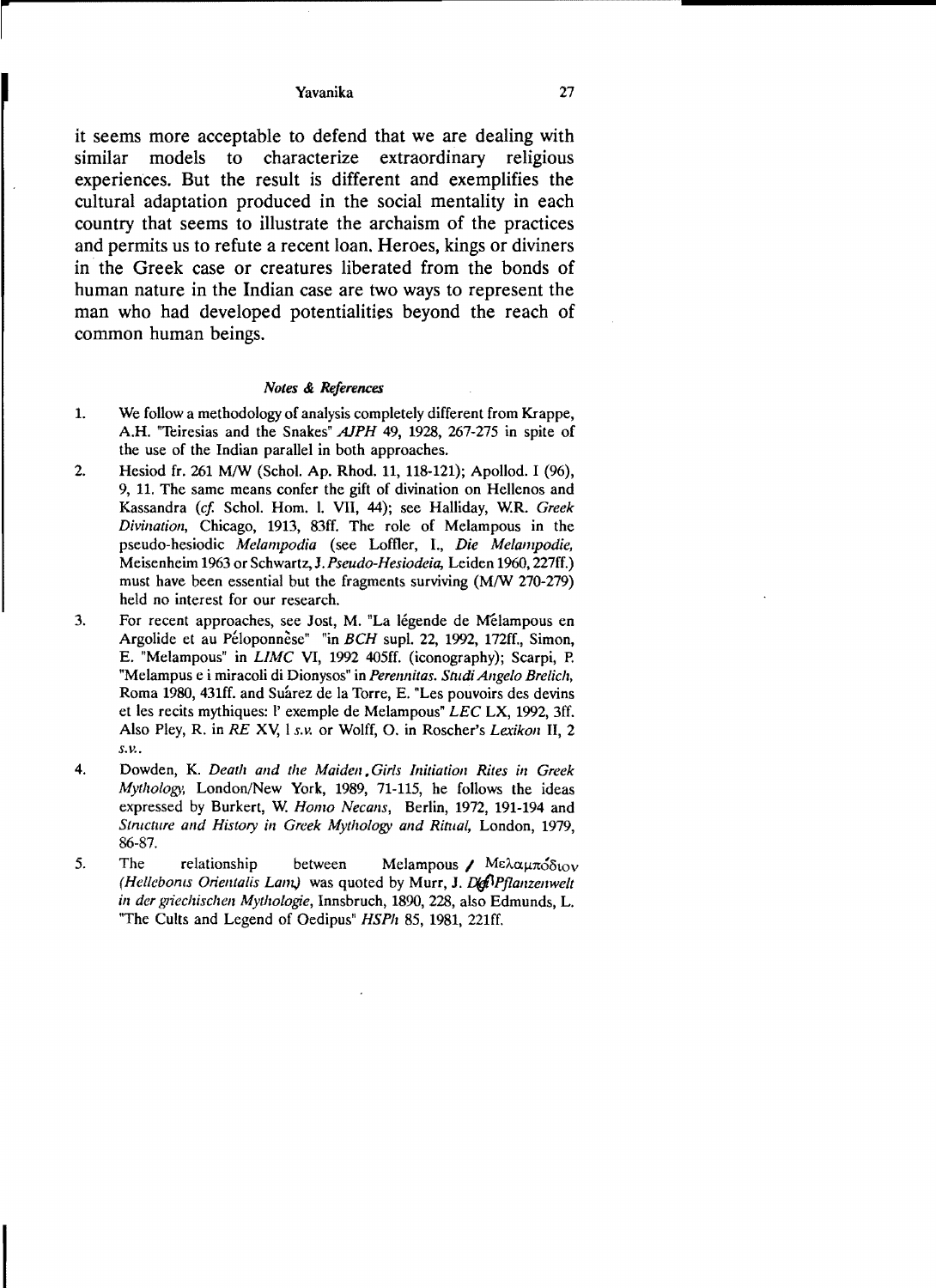it seems more acceptable to defend that we are dealing with similar models to characterize extraordinary religious experiences. But the result is different and exemplifies the cultural adaptation produced in the social mentality in each country that seems to illustrate the archaism of the practices and permits us to refute a recent loan. Heroes, kings or diviners in the Greek case or creatures liberated from the bonds of human nature in the Indian case are two ways to represent the man who had developed potentialities beyond the reach of common human beings.

### *Notes & References*

1. We follow a methodology of analysis completely different from Krappe, A.H. "Teiresias and the Snakes" *AJPH* 49, 1928, 267-275 in spite of the use of the Indian parallel in both approaches.
2. Hesiod fr. 261 M/W (Schol. Ap. Rhod. 11, 118-121); Apollod. I (96), 9, 11. The same means confer the gift of divination on Hellenos and Kassandra (*cf.* Schol. Hom. I. VII, 44); see Halliday, W.R. *Greek Divination*, Chicago, 1913, 83ff. The role of Melampous in the pseudo-hesiodic *Melampodia* (see Loffler, I., *Die Melampodie*, Meisenheim 1963 or Schwartz, J. *Pseudo-Hesiodeia*, Leiden 1960, 227ff.) must have been essential but the fragments surviving (M/W 270-279) held no interest for our research.
3. For recent approaches, see Jost, M. "La légende de Mélampous en Argolide et au Péloponnèse" "in *BCH* supl. 22, 1992, 172ff., Simon, E. "Melampous" in *LIMC* VI, 1992 405ff. (iconography); Scarpi, P. "Melampus e i miracoli di Dionysos" in *Perennitas. Studi Angelo Brelich*, Roma 1980, 431ff. and Suárez de la Torre, E. "Les pouvoirs des devins et les recits mythiques: l' exemple de Melampous" *LEC* LX, 1992, 3ff. Also Pley, R. in *RE* XV, 1 *s.v.* or Wolff, O. in Roscher's *Lexikon* II, 2 *s.v.*.
4. Dowden, K. *Death and the Maiden. Girls Initiation Rites in Greek Mythology*, London/New York, 1989, 71-115, he follows the ideas expressed by Burkert, W. *Homo Necans*, Berlin, 1972, 191-194 and *Structure and History in Greek Mythology and Ritual*, London, 1979, 86-87.
5. The relationship between Melampous / Μελαμπόδιον (*Helleborus Orientalis Lam*.) was quoted by Murr, J. *Die Pflanzenwelt in der griechischen Mythologie*, Innsbruch, 1890, 228, also Edmunds, L. "The Cults and Legend of Oedipus" *HSPh* 85, 1981, 221ff.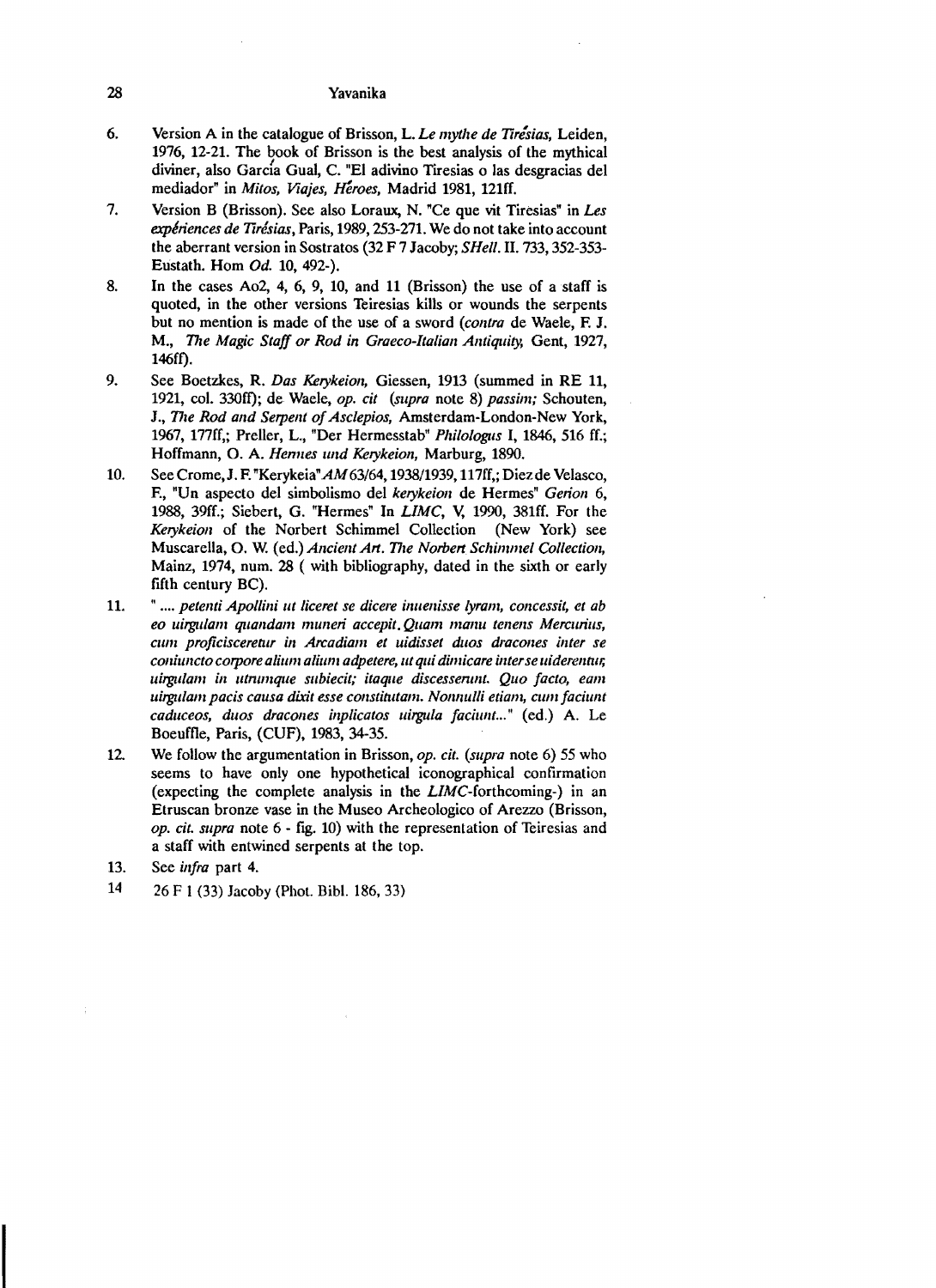6. Version A in the catalogue of Brisson, L. *Le mythe de Tirésias*, Leiden, 1976, 12-21. The book of Brisson is the best analysis of the mythical diviner, also García Gual, C. "El adivino Tiresias o las desgracias del mediador" in *Mitos, Viajes, Héroes*, Madrid 1981, 121ff.

7. Version B (Brisson). See also Loraux, N. "Ce que vit Tiresias" in *Les expériences de Tirésias*, Paris, 1989, 253-271. We do not take into account the aberrant version in Sostratos (32 F 7 Jacoby; *SHell*. II. 733, 352-353- Eustath. Hom *Od.* 10, 492-).

8. In the cases Ao2, 4, 6, 9, 10, and 11 (Brisson) the use of a staff is quoted, in the other versions Teiresias kills or wounds the serpents but no mention is made of the use of a sword (*contra* de Waele, F. J. M., *The Magic Staff or Rod in Graeco-Italian Antiquity*, Gent, 1927, 146ff).

9. See Boetzkes, R. *Das Kerykeion*, Giessen, 1913 (summed in RE 11, 1921, col. 330ff); de Waele, *op. cit* (*supra* note 8) *passim;* Schouten, J., *The Rod and Serpent of Asclepios*, Amsterdam-London-New York, 1967, 177ff,; Preller, L., "Der Hermesstab" *Philologus* I, 1846, 516 ff.; Hoffmann, O. A. *Hermes und Kerykeion*, Marburg, 1890.

10. See Crome, J. F. "Kerykeia" *AM* 63/64, 1938/1939, 117ff,; Diez de Velasco, F., "Un aspecto del simbolismo del *kerykeion* de Hermes" *Gerion* 6, 1988, 39ff.; Siebert, G. "Hermes" In *LIMC*, V, 1990, 381ff. For the *Kerykeion* of the Norbert Schimmel Collection (New York) see Muscarella, O. W. (ed.) *Ancient Art. The Norbert Schimmel Collection*, Mainz, 1974, num. 28 ( with bibliography, dated in the sixth or early fifth century BC).

11. " .... *petenti Apollini ut liceret se dicere inuenisse lyram, concessit, et ab eo uirgulam quandam muneri accepit. Quam manu tenens Mercurius, cum proficisceretur in Arcadiam et uidisset duos dracones inter se coniuncto corpore alium alium adpetere, ut qui dimicare inter se uiderentur, uirgulam in utrumque subiecit; itaque discesserunt. Quo facto, eam uirgulam pacis causa dixit esse constitutam. Nonnulli etiam, cum faciunt caduceos, duos dracones inplicatos uirgula faciunt...*" (ed.) A. Le Boeuffle, Paris, (CUF), 1983, 34-35.

12. We follow the argumentation in Brisson, *op. cit.* (*supra* note 6) 55 who seems to have only one hypothetical iconographical confirmation (expecting the complete analysis in the *LIMC*-forthcoming-) in an Etruscan bronze vase in the Museo Archeologico of Arezzo (Brisson, *op. cit. supra* note 6 - fig. 10) with the representation of Teiresias and a staff with entwined serpents at the top.

13. See *infra* part 4.

14. 26 F 1 (33) Jacoby (Phot. Bibl. 186, 33)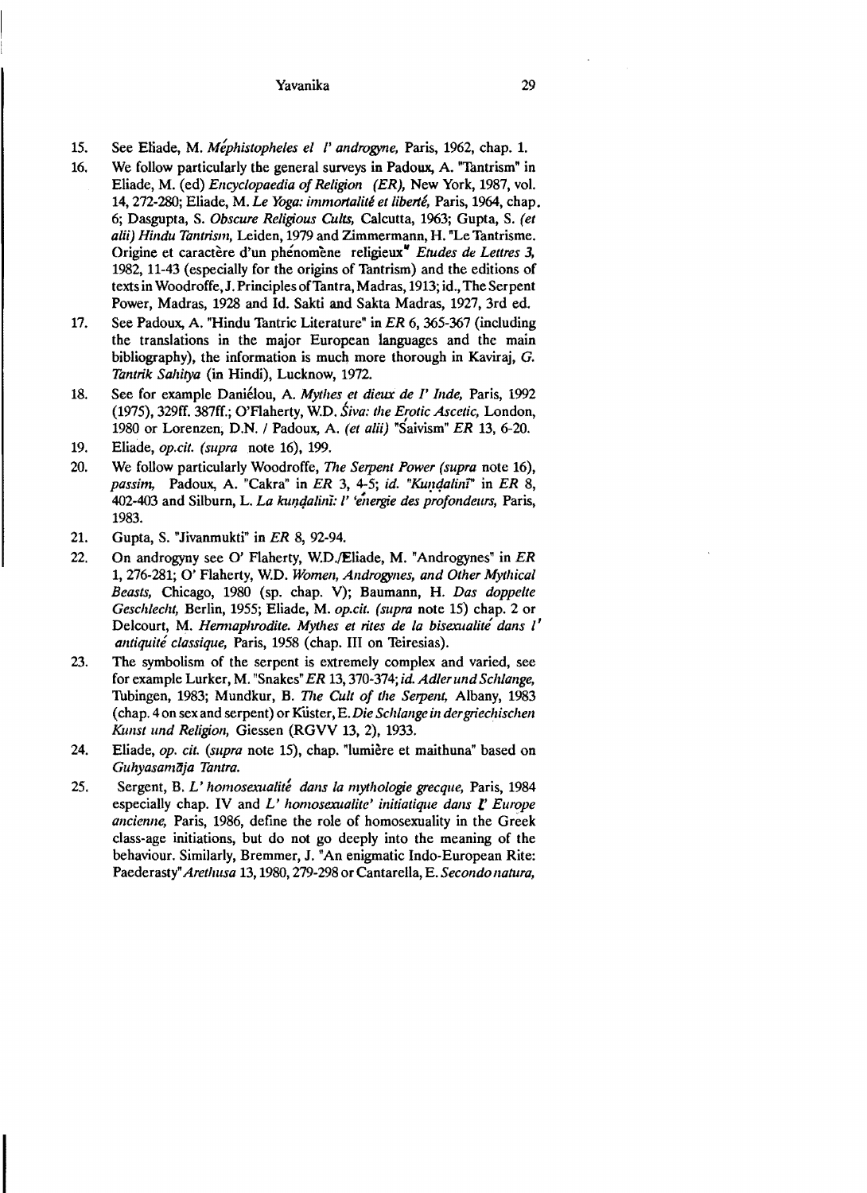15. See Eliade, M. *Méphistopheles el l' androgyne,* Paris, 1962, chap. 1.

16. We follow particularly the general surveys in Padoux, A. "Tantrism" in Eliade, M. (ed) *Encyclopaedia of Religion (ER),* New York, 1987, vol. 14, 272-280; Eliade, M. *Le Yoga: immortalité et liberté,* Paris, 1964, chap. 6; Dasgupta, S. *Obscure Religious Cults,* Calcutta, 1963; Gupta, S. *(et alii) Hindu Tantrism,* Leiden, 1979 and Zimmermann, H. "Le Tantrisme. Origine et caractère d'un phénomène religieux" *Etudes de Lettres 3,* 1982, 11-43 (especially for the origins of Tantrism) and the editions of texts in Woodroffe, J. Principles of Tantra, Madras, 1913; id., The Serpent Power, Madras, 1928 and Id. Sakti and Sakta Madras, 1927, 3rd ed.

17. See Padoux, A. "Hindu Tantric Literature" in *ER* 6, 365-367 (including the translations in the major European languages and the main bibliography), the information is much more thorough in Kaviraj, G. *Tantrik Sahitya* (in Hindi), Lucknow, 1972.

18. See for example Daniélou, A. *Mythes et dieux de l' Inde,* Paris, 1992 (1975), 329ff. 387ff.; O'Flaherty, W.D. *Śiva: the Erotic Ascetic,* London, 1980 or Lorenzen, D.N. / Padoux, A. *(et alii)* "Śaivism" *ER* 13, 6-20.

19. Eliade, *op.cit. (supra* note 16), 199.

20. We follow particularly Woodroffe, *The Serpent Power (supra* note 16), *passim,* Padoux, A. "Cakra" in *ER* 3, 4-5; *id. "Kuṇḍalinī"* in *ER* 8, 402-403 and Silburn, L. *La kuṇḍalinī: l' énergie des profondeurs,* Paris, 1983.

21. Gupta, S. "Jivanmukti" in *ER* 8, 92-94.

22. On androgyny see O' Flaherty, W.D./Eliade, M. "Androgynes" in *ER* 1, 276-281; O' Flaherty, W.D. *Women, Androgynes, and Other Mythical Beasts,* Chicago, 1980 (sp. chap. V); Baumann, H. *Das doppelte Geschlecht,* Berlin, 1955; Eliade, M. *op.cit. (supra* note 15) chap. 2 or Delcourt, M. *Hermaphrodite. Mythes et rites de la bisexualité dans l' antiquité classique,* Paris, 1958 (chap. III on Teiresias).

23. The symbolism of the serpent is extremely complex and varied, see for example Lurker, M. "Snakes" *ER* 13, 370-374; *id. Adler und Schlange,* Tubingen, 1983; Mundkur, B. *The Cult of the Serpent,* Albany, 1983 (chap. 4 on sex and serpent) or Küster, E. *Die Schlange in der griechischen Kunst und Religion,* Giessen (RGVV 13, 2), 1933.

24. Eliade, *op. cit. (supra* note 15), chap. "lumière et maithuna" based on *Guhyasamāja Tantra.*

25. Sergent, B. *L' homosexualité dans la mythologie grecque,* Paris, 1984 especially chap. IV and *L' homosexualite' initiatique dans l' Europe ancienne,* Paris, 1986, define the role of homosexuality in the Greek class-age initiations, but do not go deeply into the meaning of the behaviour. Similarly, Bremmer, J. "An enigmatic Indo-European Rite: Paederasty" *Arethusa* 13, 1980, 279-298 or Cantarella, E. *Secondo natura,*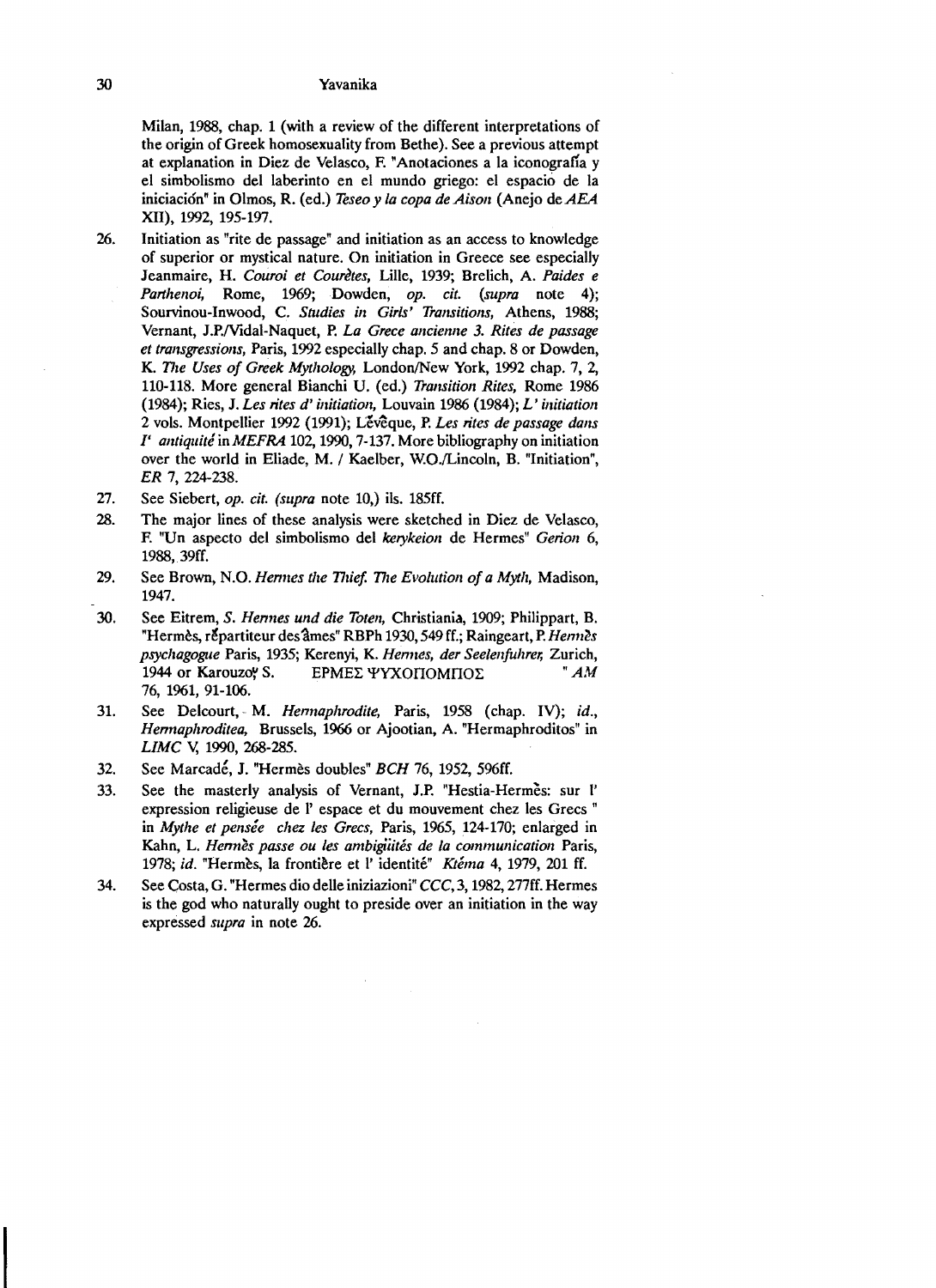Milan, 1988, chap. 1 (with a review of the different interpretations of the origin of Greek homosexuality from Bethe). See a previous attempt at explanation in Diez de Velasco, F. "Anotaciones a la iconografía y el simbolismo del laberinto en el mundo griego: el espacio de la iniciación" in Olmos, R. (ed.) *Teseo y la copa de Aison* (Anejo de *AEA* XII), 1992, 195-197.

26. Initiation as "rite de passage" and initiation as an access to knowledge of superior or mystical nature. On initiation in Greece see especially Jeanmaire, H. *Couroi et Courètes*, Lille, 1939; Brelich, A. *Paides e Parthenoi*, Rome, 1969; Dowden, *op. cit.* (*supra* note 4); Sourvinou-Inwood, C. *Studies in Girls' Transitions*, Athens, 1988; Vernant, J.P./Vidal-Naquet, P. *La Grece ancienne 3. Rites de passage et transgressions*, Paris, 1992 especially chap. 5 and chap. 8 or Dowden, K. *The Uses of Greek Mythology*, London/New York, 1992 chap. 7, 2, 110-118. More general Bianchi U. (ed.) *Transition Rites*, Rome 1986 (1984); Ries, J. *Les rites d' initiation*, Louvain 1986 (1984); *L' initiation* 2 vols. Montpellier 1992 (1991); Lévêque, P. *Les rites de passage dans l' antiquité* in *MEFRA* 102, 1990, 7-137. More bibliography on initiation over the world in Eliade, M. / Kaelber, W.O./Lincoln, B. "Initiation", *ER* 7, 224-238.

27. See Siebert, *op. cit.* (*supra* note 10,) ils. 185ff.

28. The major lines of these analysis were sketched in Diez de Velasco, F. "Un aspecto del simbolismo del *kerykeion* de Hermes" *Gerion* 6, 1988, 39ff.

29. See Brown, N.O. *Hermes the Thief. The Evolution of a Myth*, Madison, 1947.

30. See Eitrem, *S. Hermes und die Toten*, Christiania, 1909; Philippart, B. "Hermès, répartiteur des âmes" RBPh 1930, 549 ff.; Raingeart, P. *Hermès psychagogue* Paris, 1935; Kerenyi, K. *Hermes, der Seelenfuhrer*, Zurich, 1944 or Karouzou S. ΕΡΜΕΣ ΨΥΧΟΠΟΜΠΟΣ "*AM* 76, 1961, 91-106.

31. See Delcourt, M. *Hermaphrodite*, Paris, 1958 (chap. IV); *id.*, *Hermaphroditea*, Brussels, 1966 or Ajootian, A. "Hermaphroditos" in *LIMC* V, 1990, 268-285.

32. See Marcadé, J. "Hermès doubles" *BCH* 76, 1952, 596ff.

33. See the masterly analysis of Vernant, J.P. "Hestia-Hermès: sur l' expression religieuse de l' espace et du mouvement chez les Grecs " in *Mythe et pensée chez les Grecs*, Paris, 1965, 124-170; enlarged in Kahn, L. *Hermès passe ou les ambigüités de la communication* Paris, 1978; *id.* "Hermès, la frontière et l' identité" *Ktéma* 4, 1979, 201 ff.

34. See Costa, G. "Hermes dio delle iniziazioni" *CCC*, 3, 1982, 277ff. Hermes is the god who naturally ought to preside over an initiation in the way expressed *supra* in note 26.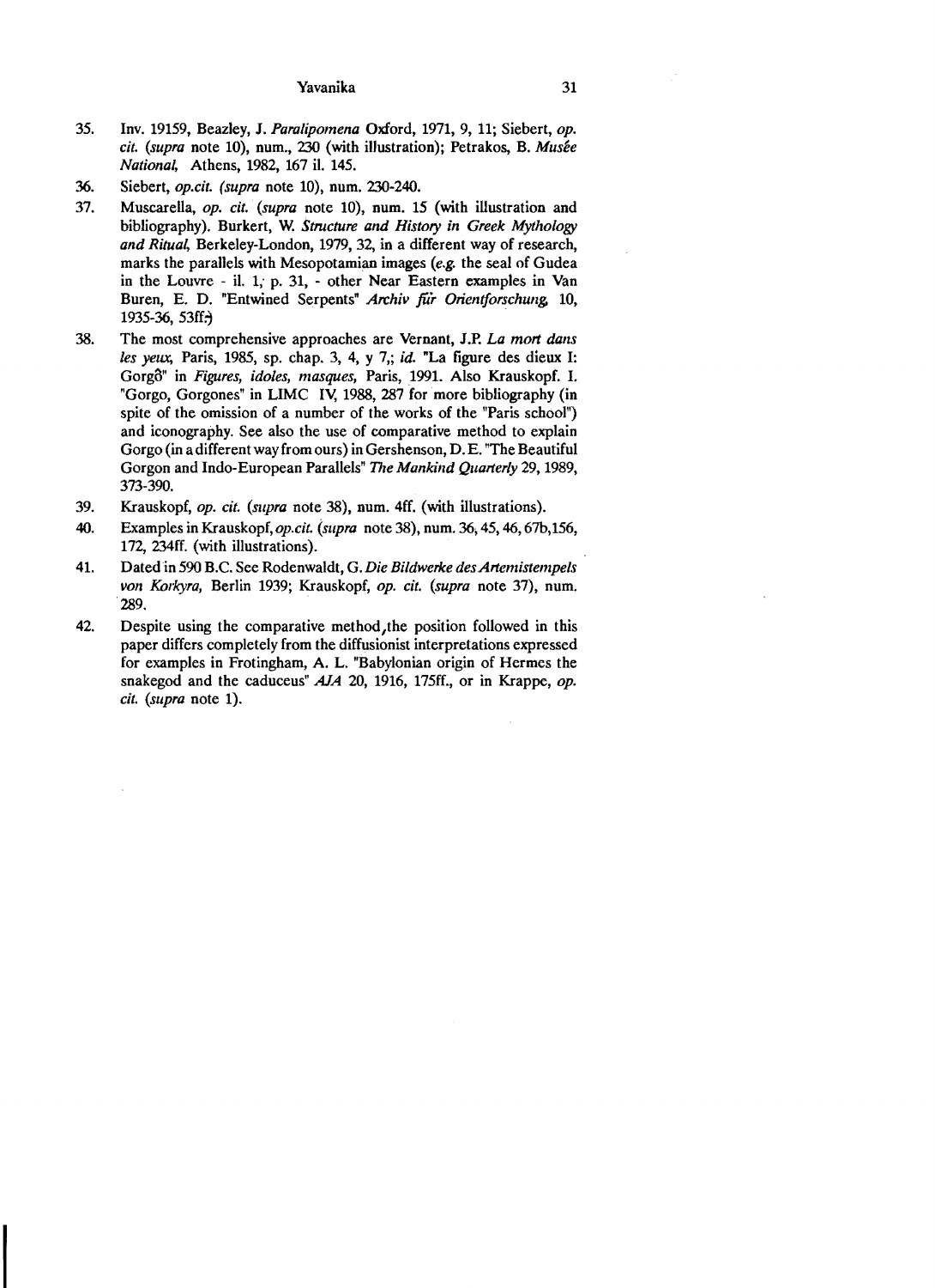35. Inv. 19159, Beazley, J. *Paralipomena* Oxford, 1971, 9, 11; Siebert, *op. cit.* (*supra* note 10), num., 230 (with illustration); Petrakos, B. *Musée National*, Athens, 1982, 167 il. 145.
36. Siebert, *op.cit.* (*supra* note 10), num. 230-240.
37. Muscarella, *op. cit.* (*supra* note 10), num. 15 (with illustration and bibliography). Burkert, W. *Structure and History in Greek Mythology and Ritual*, Berkeley-London, 1979, 32, in a different way of research, marks the parallels with Mesopotamian images (*e.g.* the seal of Gudea in the Louvre - il. 1; p. 31, - other Near Eastern examples in Van Buren, E. D. "Entwined Serpents" *Archiv für Orientforschung*, 10, 1935-36, 53ff.)
38. The most comprehensive approaches are Vernant, J.P. *La mort dans les yeux*, Paris, 1985, sp. chap. 3, 4, y 7,; *id.* "La figure des dieux I: Gorgô" in *Figures, idoles, masques*, Paris, 1991. Also Krauskopf. I. "Gorgo, Gorgones" in LIMC IV, 1988, 287 for more bibliography (in spite of the omission of a number of the works of the "Paris school") and iconography. See also the use of comparative method to explain Gorgo (in a different way from ours) in Gershenson, D. E. "The Beautiful Gorgon and Indo-European Parallels" *The Mankind Quarterly* 29, 1989, 373-390.
39. Krauskopf, *op. cit.* (*supra* note 38), num. 4ff. (with illustrations).
40. Examples in Krauskopf, *op.cit.* (*supra* note 38), num. 36, 45, 46, 67b, 156, 172, 234ff. (with illustrations).
41. Dated in 590 B.C. See Rodenwaldt, G. *Die Bildwerke des Artemistempels von Korkyra*, Berlin 1939; Krauskopf, *op. cit.* (*supra* note 37), num. 289.
42. Despite using the comparative method, the position followed in this paper differs completely from the diffusionist interpretations expressed for examples in Frotingham, A. L. "Babylonian origin of Hermes the snakegod and the caduceus" *AJA* 20, 1916, 175ff., or in Krappe, *op. cit.* (*supra* note 1).